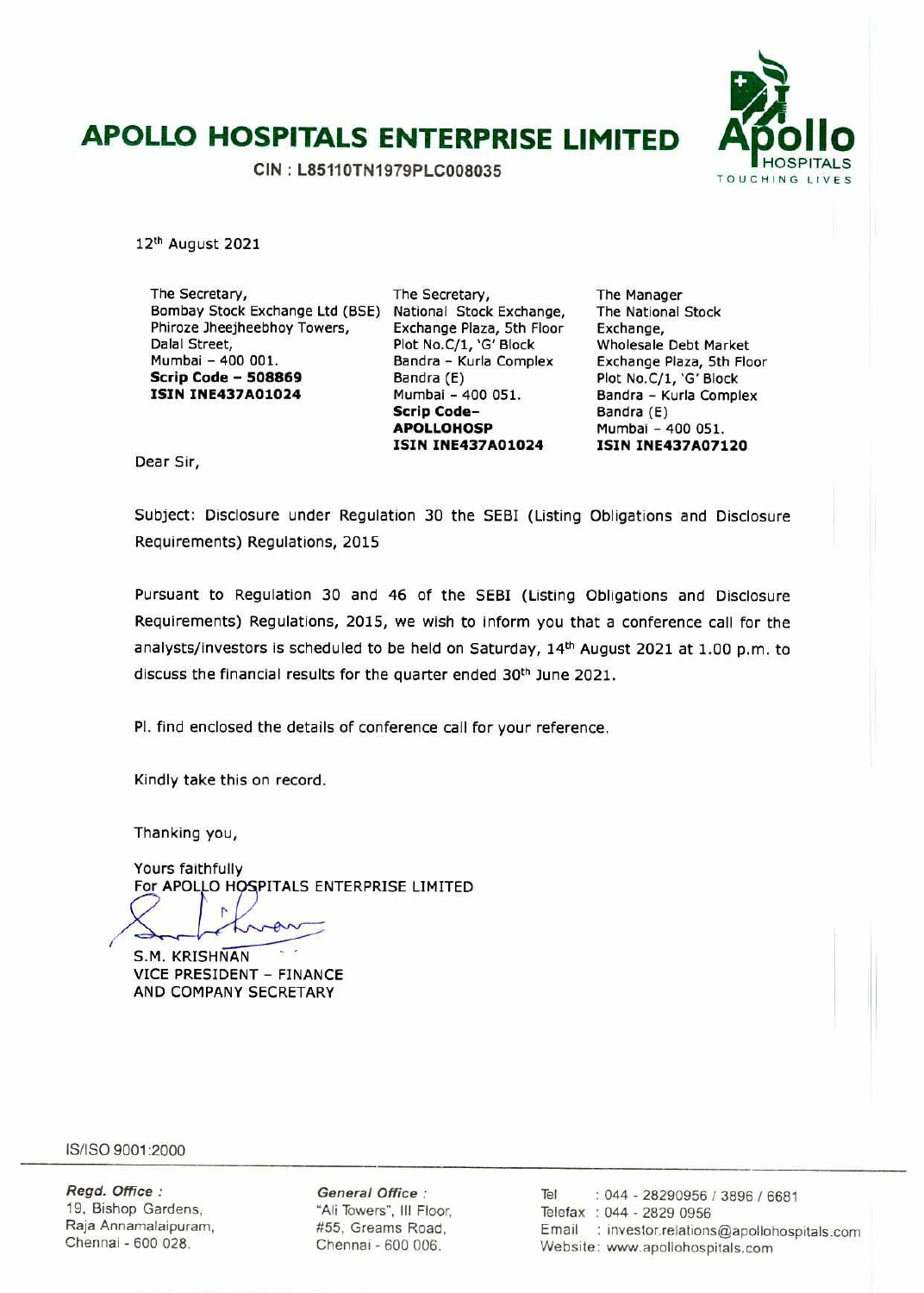# APOLLO HOSPITALS ENTERPRISE LIMITED

CIN : L85110TN1979PLC008035

12th August 2021

The Secretary,
Bombay Stock Exchange Ltd (BSE)
Phiroze Jheejheebhoy Towers,
Dalal Street,
Mumbai – 400 001.
**Scrip Code – 508869**
**ISIN INE437A01024**

The Secretary,
National Stock Exchange,
Exchange Plaza, 5th Floor
Plot No.C/1, 'G' Block
Bandra - Kurla Complex
Bandra (E)
Mumbai – 400 051.
**Scrip Code– APOLLOHOSP**
**ISIN INE437A01024**

The Manager
The National Stock Exchange,
Wholesale Debt Market
Exchange Plaza, 5th Floor
Plot No.C/1, 'G' Block
Bandra – Kurla Complex
Bandra (E)
Mumbai – 400 051.
**ISIN INE437A07120**

Dear Sir,

Subject: Disclosure under Regulation 30 the SEBI (Listing Obligations and Disclosure Requirements) Regulations, 2015

Pursuant to Regulation 30 and 46 of the SEBI (Listing Obligations and Disclosure Requirements) Regulations, 2015, we wish to inform you that a conference call for the analysts/investors is scheduled to be held on Saturday, 14th August 2021 at 1.00 p.m. to discuss the financial results for the quarter ended 30th June 2021.

Pl. find enclosed the details of conference call for your reference.

Kindly take this on record.

Thanking you,

Yours faithfully
For APOLLO HOSPITALS ENTERPRISE LIMITED

S.M. KRISHNAN
VICE PRESIDENT – FINANCE
AND COMPANY SECRETARY

IS/ISO 9001:2000

*Regd. Office :*
19, Bishop Gardens,
Raja Annamalaipuram,
Chennai - 600 028.

*General Office :*
"Ali Towers", III Floor,
#55, Greams Road,
Chennai - 600 006.

Tel : 044 - 28290956 / 3896 / 6681
Telefax : 044 - 2829 0956
Email : investor.relations@apollohospitals.com
Website: www.apollohospitals.com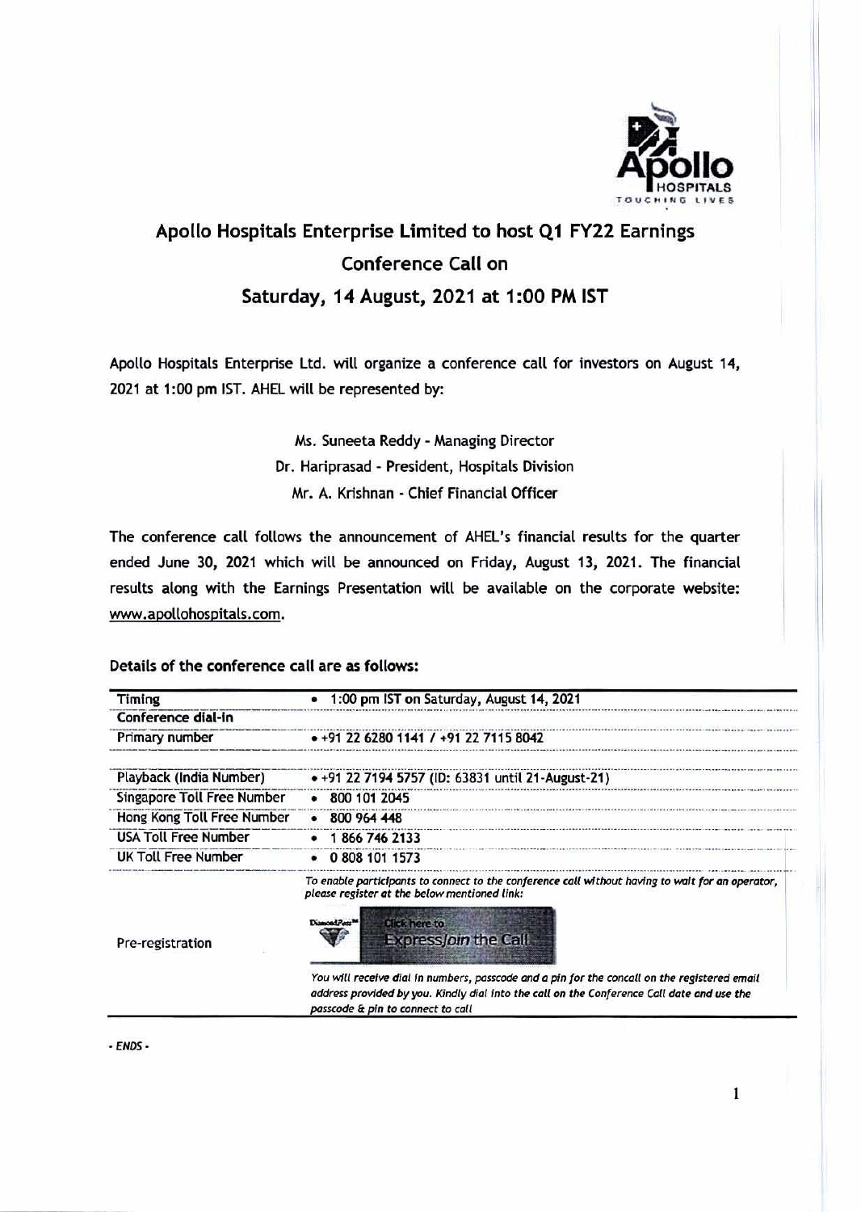# Apollo Hospitals Enterprise Limited to host Q1 FY22 Earnings Conference Call on Saturday, 14 August, 2021 at 1:00 PM IST

Apollo Hospitals Enterprise Ltd. will organize a conference call for investors on August 14, 2021 at 1:00 pm IST. AHEL will be represented by:

Ms. Suneeta Reddy - Managing Director
Dr. Hariprasad - President, Hospitals Division
Mr. A. Krishnan - Chief Financial Officer

The conference call follows the announcement of AHEL's financial results for the quarter ended June 30, 2021 which will be announced on Friday, August 13, 2021. The financial results along with the Earnings Presentation will be available on the corporate website: www.apollohospitals.com.

**Details of the conference call are as follows:**

| Timing | • 1:00 pm IST on Saturday, August 14, 2021 |
|---|---|
| Conference dial-in | |
| Primary number | • +91 22 6280 1141 / +91 22 7115 8042 |
| Playback (India Number) | • +91 22 7194 5757 (ID: 63831 until 21-August-21) |
| Singapore Toll Free Number | • 800 101 2045 |
| Hong Kong Toll Free Number | • 800 964 448 |
| USA Toll Free Number | • 1 866 746 2133 |
| UK Toll Free Number | • 0 808 101 1573 |
| Pre-registration | *To enable participants to connect to the conference call without having to wait for an operator, please register at the below mentioned link:* DiamondPass™ Click here to ExpressJoin the Call *You will receive dial in numbers, passcode and a pin for the concall on the registered email address provided by you. Kindly dial into the call on the Conference Call date and use the passcode & pin to connect to call* |

*- ENDS -*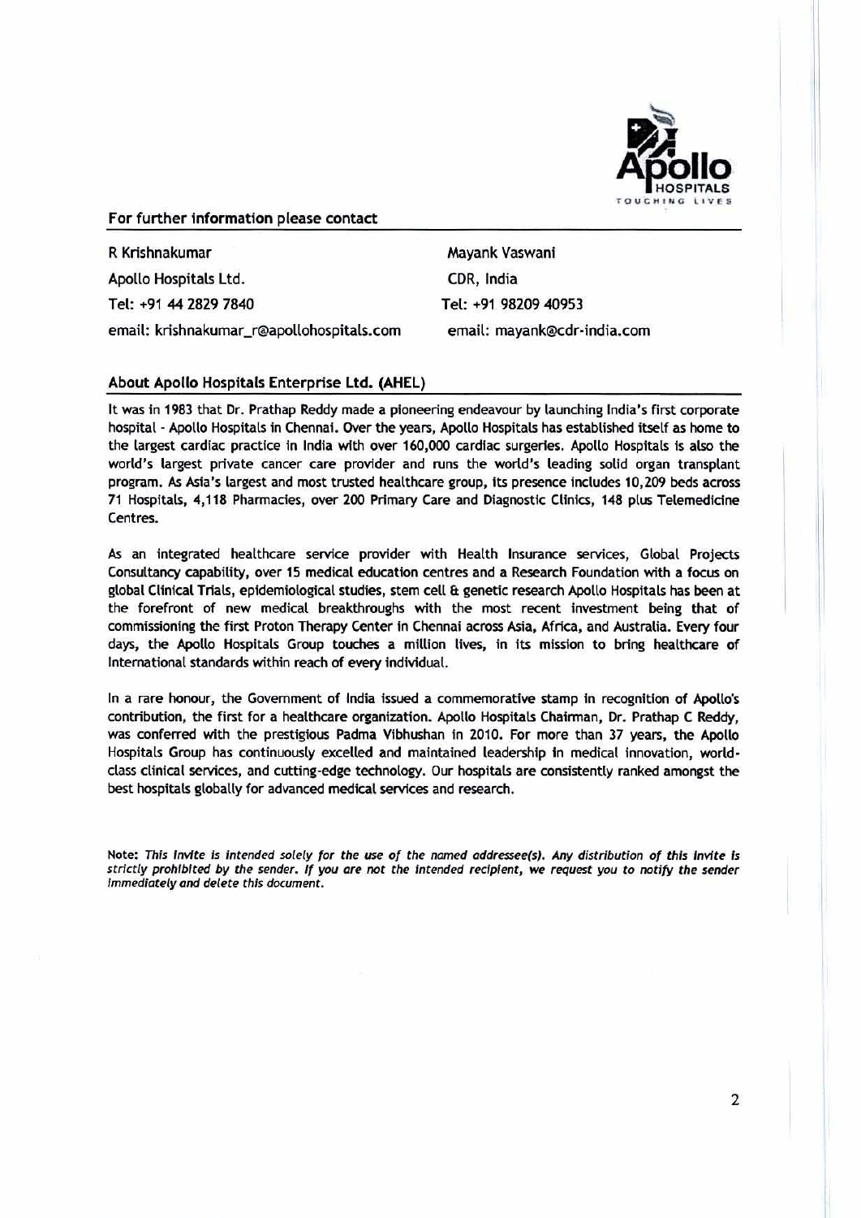## For further information please contact

| | |
|---|---|
| R Krishnakumar | Mayank Vaswani |
| Apollo Hospitals Ltd. | CDR, India |
| Tel: +91 44 2829 7840 | Tel: +91 98209 40953 |
| email: krishnakumar_r@apollohospitals.com | email: mayank@cdr-india.com |

## About Apollo Hospitals Enterprise Ltd. (AHEL)

It was in 1983 that Dr. Prathap Reddy made a pioneering endeavour by launching India's first corporate hospital - Apollo Hospitals in Chennai. Over the years, Apollo Hospitals has established itself as home to the largest cardiac practice in India with over 160,000 cardiac surgeries. Apollo Hospitals is also the world's largest private cancer care provider and runs the world's leading solid organ transplant program. As Asia's largest and most trusted healthcare group, its presence includes 10,209 beds across 71 Hospitals, 4,118 Pharmacies, over 200 Primary Care and Diagnostic Clinics, 148 plus Telemedicine Centres.

As an integrated healthcare service provider with Health Insurance services, Global Projects Consultancy capability, over 15 medical education centres and a Research Foundation with a focus on global Clinical Trials, epidemiological studies, stem cell & genetic research Apollo Hospitals has been at the forefront of new medical breakthroughs with the most recent investment being that of commissioning the first Proton Therapy Center in Chennai across Asia, Africa, and Australia. Every four days, the Apollo Hospitals Group touches a million lives, in its mission to bring healthcare of International standards within reach of every individual.

In a rare honour, the Government of India issued a commemorative stamp in recognition of Apollo's contribution, the first for a healthcare organization. Apollo Hospitals Chairman, Dr. Prathap C Reddy, was conferred with the prestigious Padma Vibhushan in 2010. For more than 37 years, the Apollo Hospitals Group has continuously excelled and maintained leadership in medical innovation, world-class clinical services, and cutting-edge technology. Our hospitals are consistently ranked amongst the best hospitals globally for advanced medical services and research.

Note: *This invite is intended solely for the use of the named addressee(s). Any distribution of this invite is strictly prohibited by the sender. If you are not the intended recipient, we request you to notify the sender immediately and delete this document.*